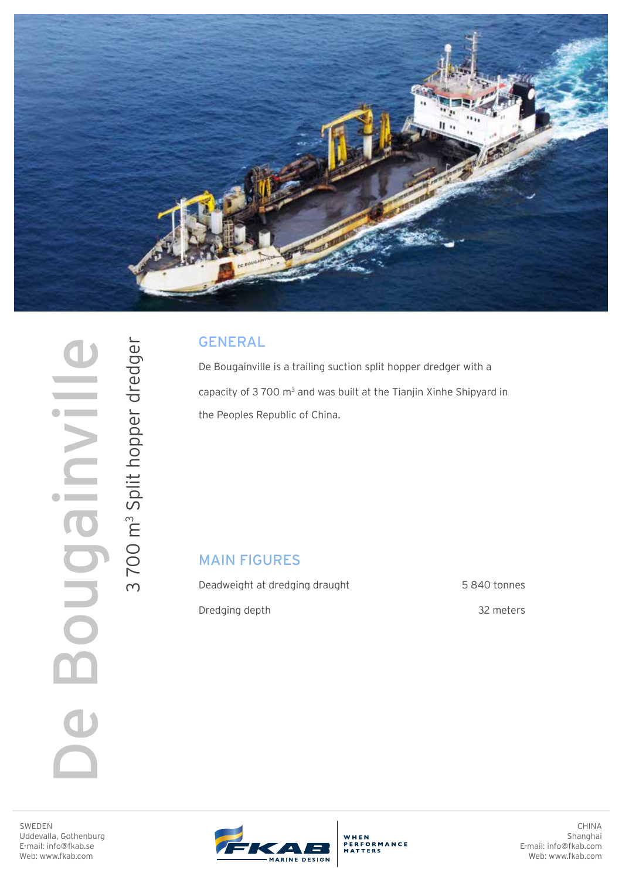# De Bougainville

## 3 700 m³ Split hopper dredger

## GENERAL

De Bougainville is a trailing suction split hopper dredger with a capacity of 3 700 m³ and was built at the Tianjin Xinhe Shipyard in the Peoples Republic of China.

## MAIN FIGURES

| | |
|---|---|
| Deadweight at dredging draught | 5 840 tonnes |
| Dredging depth | 32 meters |

SWEDEN
Uddevalla, Gothenburg
E-mail: info@fkab.se
Web: www.fkab.com

FKAB MARINE DESIGN — WHEN PERFORMANCE MATTERS

CHINA
Shanghai
E-mail: info@fkab.com
Web: www.fkab.com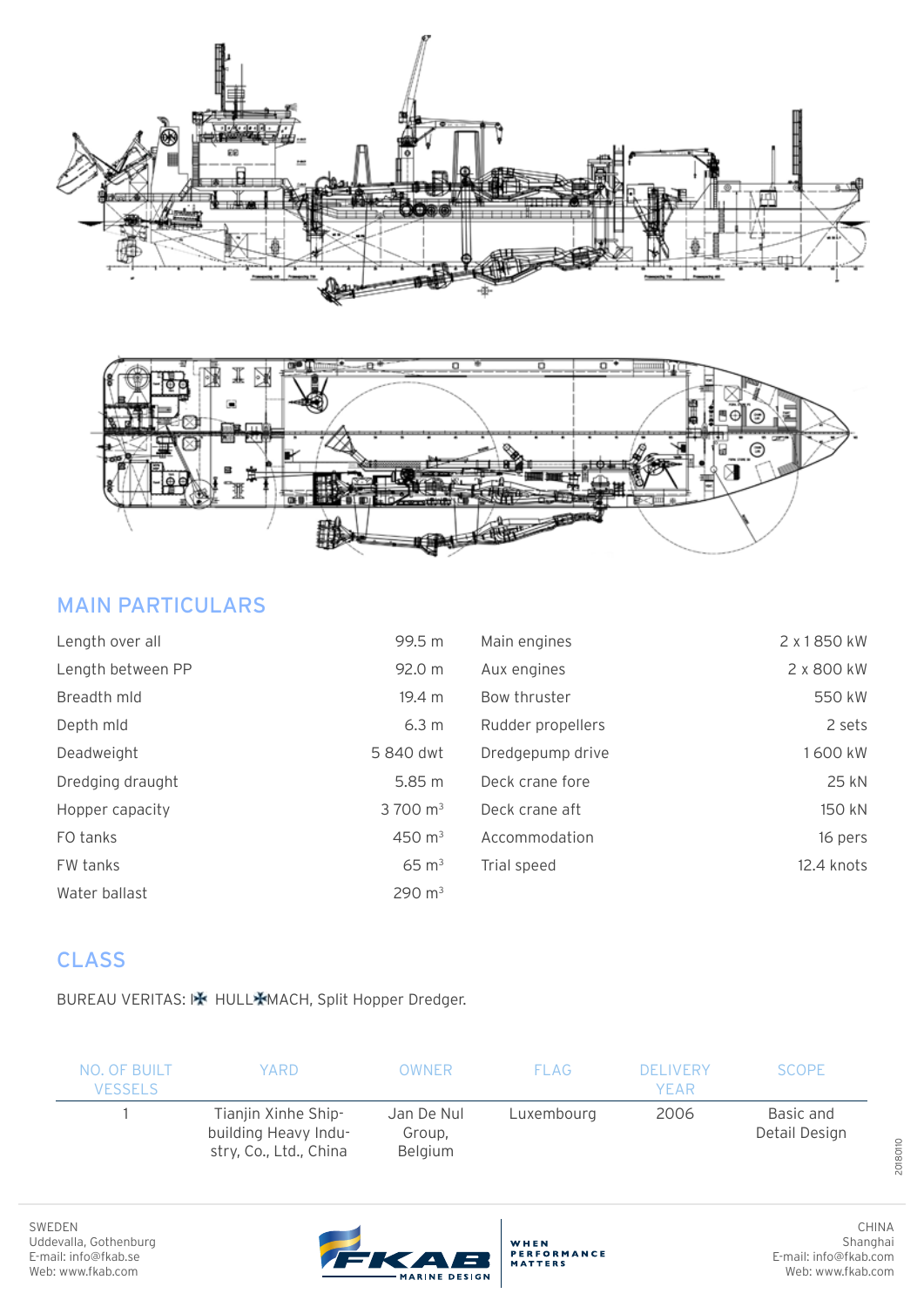## MAIN PARTICULARS

| | | | |
|---|---|---|---|
| Length over all | 99.5 m | Main engines | 2 x 1 850 kW |
| Length between PP | 92.0 m | Aux engines | 2 x 800 kW |
| Breadth mld | 19.4 m | Bow thruster | 550 kW |
| Depth mld | 6.3 m | Rudder propellers | 2 sets |
| Deadweight | 5 840 dwt | Dredgepump drive | 1 600 kW |
| Dredging draught | 5.85 m | Deck crane fore | 25 kN |
| Hopper capacity | 3 700 $m^3$ | Deck crane aft | 150 kN |
| FO tanks | 450 $m^3$ | Accommodation | 16 pers |
| FW tanks | 65 $m^3$ | Trial speed | 12.4 knots |
| Water ballast | 290 $m^3$ | | |

## CLASS

BUREAU VERITAS: I✠ HULL✠MACH, Split Hopper Dredger.

| NO. OF BUILT VESSELS | YARD | OWNER | FLAG | DELIVERY YEAR | SCOPE |
|---|---|---|---|---|---|
| 1 | Tianjin Xinhe Shipbuilding Heavy Industry, Co., Ltd., China | Jan De Nul Group, Belgium | Luxembourg | 2006 | Basic and Detail Design |

20180110

SWEDEN
Uddevalla, Gothenburg
E-mail: info@fkab.se
Web: www.fkab.com

FKAB MARINE DESIGN — WHEN PERFORMANCE MATTERS

CHINA
Shanghai
E-mail: info@fkab.com
Web: www.fkab.com